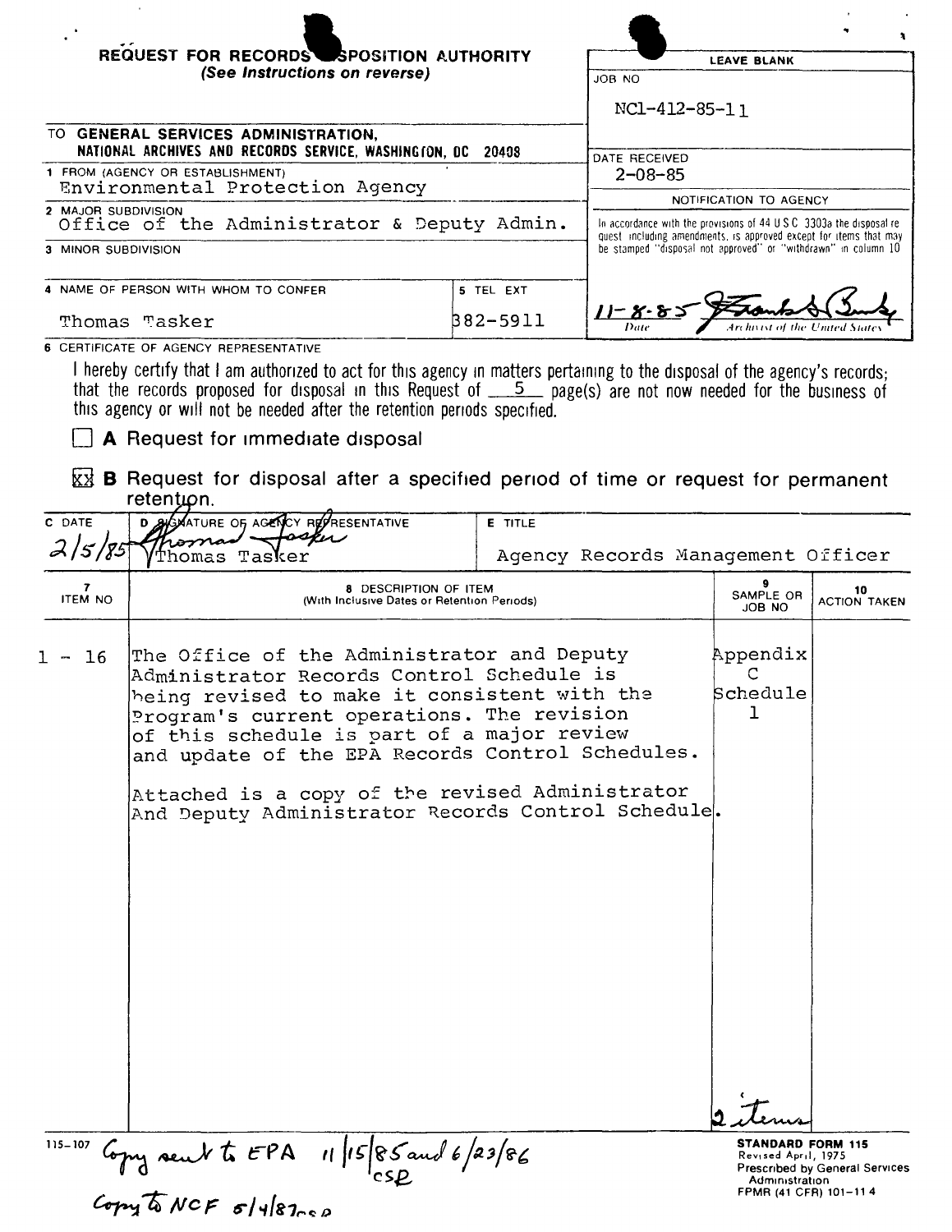# REQUEST FOR RECORDS DISPOSITION AUTHORITY

*(See Instructions on reverse)*

| LEAVE BLANK |
| --- |
| JOB NO: NC1-412-85-11 |
| DATE RECEIVED: 2-08-85 |
| NOTIFICATION TO AGENCY |
| In accordance with the provisions of 44 U S C 3303a the disposal request including amendments, is approved except for items that may be stamped "disposal not approved" or "withdrawn" in column 10 |
| 11-8-85 (signature) — Date / Archivist of the United States |

TO **GENERAL SERVICES ADMINISTRATION, NATIONAL ARCHIVES AND RECORDS SERVICE, WASHINGTON, DC 20408**

1 FROM (AGENCY OR ESTABLISHMENT)
Environmental Protection Agency

2 MAJOR SUBDIVISION
Office of the Administrator & Deputy Admin.

3 MINOR SUBDIVISION

4 NAME OF PERSON WITH WHOM TO CONFER: Thomas Tasker

5 TEL EXT: 382-5911

6 CERTIFICATE OF AGENCY REPRESENTATIVE

I hereby certify that I am authorized to act for this agency in matters pertaining to the disposal of the agency's records; that the records proposed for disposal in this Request of 5 page(s) are not now needed for the business of this agency or will not be needed after the retention periods specified.

☐ **A** Request for immediate disposal

☒ **B** Request for disposal after a specified period of time or request for permanent retention.

| C DATE | D SIGNATURE OF AGENCY REPRESENTATIVE | E TITLE |
| --- | --- | --- |
| 2/5/85 | Thomas Tasker | Agency Records Management Officer |

| 7 ITEM NO | 8 DESCRIPTION OF ITEM (With Inclusive Dates or Retention Periods) | 9 SAMPLE OR JOB NO | 10 ACTION TAKEN |
| --- | --- | --- | --- |
| 1 - 16 | The Office of the Administrator and Deputy Administrator Records Control Schedule is being revised to make it consistent with the Program's current operations. The revision of this schedule is part of a major review and update of the EPA Records Control Schedules.<br><br>Attached is a copy of the revised Administrator And Deputy Administrator Records Control Schedule. | Appendix C Schedule 1<br><br>2 items | |

115-107 Copy sent to EPA 11/15/85 and 6/23/86 csp

Copy to NCF 5/4/87 csp

**STANDARD FORM 115**
Revised April, 1975
Prescribed by General Services Administration
FPMR (41 CFR) 101-11 4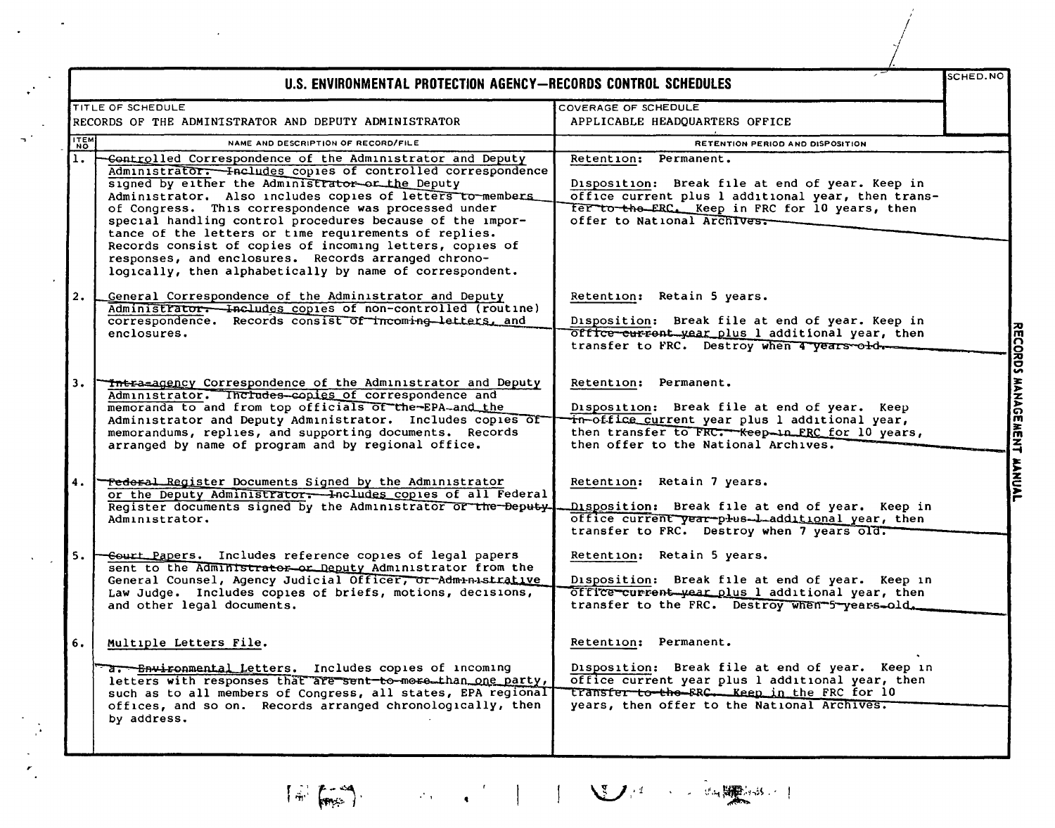# U.S. ENVIRONMENTAL PROTECTION AGENCY—RECORDS CONTROL SCHEDULES

SCHED. NO

| TITLE OF SCHEDULE | COVERAGE OF SCHEDULE |
|---|---|
| RECORDS OF THE ADMINISTRATOR AND DEPUTY ADMINISTRATOR | APPLICABLE HEADQUARTERS OFFICE |

| ITEM NO | NAME AND DESCRIPTION OF RECORD/FILE | RETENTION PERIOD AND DISPOSITION |
|---|---|---|
| 1. | Controlled Correspondence of the Administrator and Deputy Administrator. Includes copies of controlled correspondence signed by either the Administrator or the Deputy Administrator. Also includes copies of letters to members of Congress. This correspondence was processed under special handling control procedures because of the importance of the letters or time requirements of replies. Records consist of copies of incoming letters, copies of responses, and enclosures. Records arranged chronologically, then alphabetically by name of correspondent. | Retention: Permanent.<br><br>Disposition: Break file at end of year. Keep in office current plus 1 additional year, then transfer to the FRC. Keep in FRC for 10 years, then offer to National Archives. |
| 2. | General Correspondence of the Administrator and Deputy Administrator. Includes copies of non-controlled (routine) correspondence. Records consist of incoming letters, and enclosures. | Retention: Retain 5 years.<br><br>Disposition: Break file at end of year. Keep in office current year plus 1 additional year, then transfer to FRC. Destroy when 4 years old. |
| 3. | Intra-agency Correspondence of the Administrator and Deputy Administrator. Includes copies of correspondence and memoranda to and from top officials of the EPA and the Administrator and Deputy Administrator. Includes copies of memorandums, replies, and supporting documents. Records arranged by name of program and by regional office. | Retention: Permanent.<br><br>Disposition: Break file at end of year. Keep in office current year plus 1 additional year, then transfer to FRC. Keep in FRC for 10 years, then offer to the National Archives. |
| 4. | Federal Register Documents Signed by the Administrator or the Deputy Administrator. Includes copies of all Federal Register documents signed by the Administrator or the Deputy Administrator. | Retention: Retain 7 years.<br><br>Disposition: Break file at end of year. Keep in office current year plus 1 additional year, then transfer to FRC. Destroy when 7 years old. |
| 5. | Court Papers. Includes reference copies of legal papers sent to the Administrator or Deputy Administrator from the General Counsel, Agency Judicial Officer, or Administrative Law Judge. Includes copies of briefs, motions, decisions, and other legal documents. | Retention: Retain 5 years.<br><br>Disposition: Break file at end of year. Keep in office current year plus 1 additional year, then transfer to the FRC. Destroy when 5 years old. |
| 6. | Multiple Letters File.<br><br>a. Environmental Letters. Includes copies of incoming letters with responses that are sent to more than one party, such as to all members of Congress, all states, EPA regional offices, and so on. Records arranged chronologically, then by address. | Retention: Permanent.<br><br>Disposition: Break file at end of year. Keep in office current year plus 1 additional year, then transfer to the FRC. Keep in the FRC for 10 years, then offer to the National Archives. |

RECORDS MANAGEMENT MANUAL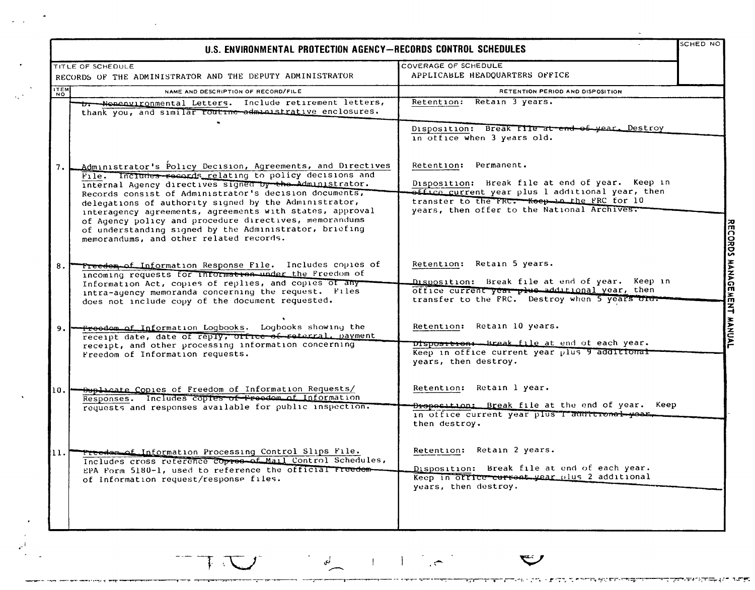# U.S. ENVIRONMENTAL PROTECTION AGENCY—RECORDS CONTROL SCHEDULES

| TITLE OF SCHEDULE | COVERAGE OF SCHEDULE | SCHED NO |
|---|---|---|
| RECORDS OF THE ADMINISTRATOR AND THE DEPUTY ADMINISTRATOR | APPLICABLE HEADQUARTERS OFFICE | |

| ITEM NO | NAME AND DESCRIPTION OF RECORD/FILE | RETENTION PERIOD AND DISPOSITION |
|---|---|---|
| | b. Nonenvironmental Letters. Include retirement letters, thank you, and similar routine administrative enclosures. | Retention: Retain 3 years.<br><br>Disposition: Break file at end of year. Destroy in office when 3 years old. |
| 7. | Administrator's Policy Decision, Agreements, and Directives File. Includes records relating to policy decisions and internal Agency directives signed by the Administrator. Records consist of Administrator's decision documents, delegations of authority signed by the Administrator, interagency agreements, agreements with states, approval of Agency policy and procedure directives, memorandums of understanding signed by the Administrator, briefing memorandums, and other related records. | Retention: Permanent.<br><br>Disposition: Break file at end of year. Keep in office current year plus 1 additional year, then transfer to the FRC. Keep in the FRC for 10 years, then offer to the National Archives. |
| 8. | Freedom of Information Response File. Includes copies of incoming requests for information under the Freedom of Information Act, copies of replies, and copies of any intra-agency memoranda concerning the request. Files does not include copy of the document requested. | Retention: Retain 5 years.<br><br>Disposition: Break file at end of year. Keep in office current year plus additional year, then transfer to the FRC. Destroy when 5 years old. |
| 9. | Freedom of Information Logbooks. Logbooks showing the receipt date, date of reply, office of referral, payment receipt, and other processing information concerning Freedom of Information requests. | Retention: Retain 10 years.<br><br>Disposition: Break file at end of each year. Keep in office current year plus 9 additional years, then destroy. |
| 10. | Duplicate Copies of Freedom of Information Requests/ Responses. Includes copies of Freedom of Information requests and responses available for public inspection. | Retention: Retain 1 year.<br><br>Disposition: Break file at the end of year. Keep in office current year plus 1 additional year, then destroy. |
| 11. | Freedom of Information Processing Control Slips File. Includes cross reference copies of Mail Control Schedules, EPA Form 5180-1, used to reference the official Freedom of Information request/response files. | Retention: Retain 2 years.<br><br>Disposition: Break file at end of each year. Keep in office current year plus 2 additional years, then destroy. |

RECORDS MANAGEMENT MANUAL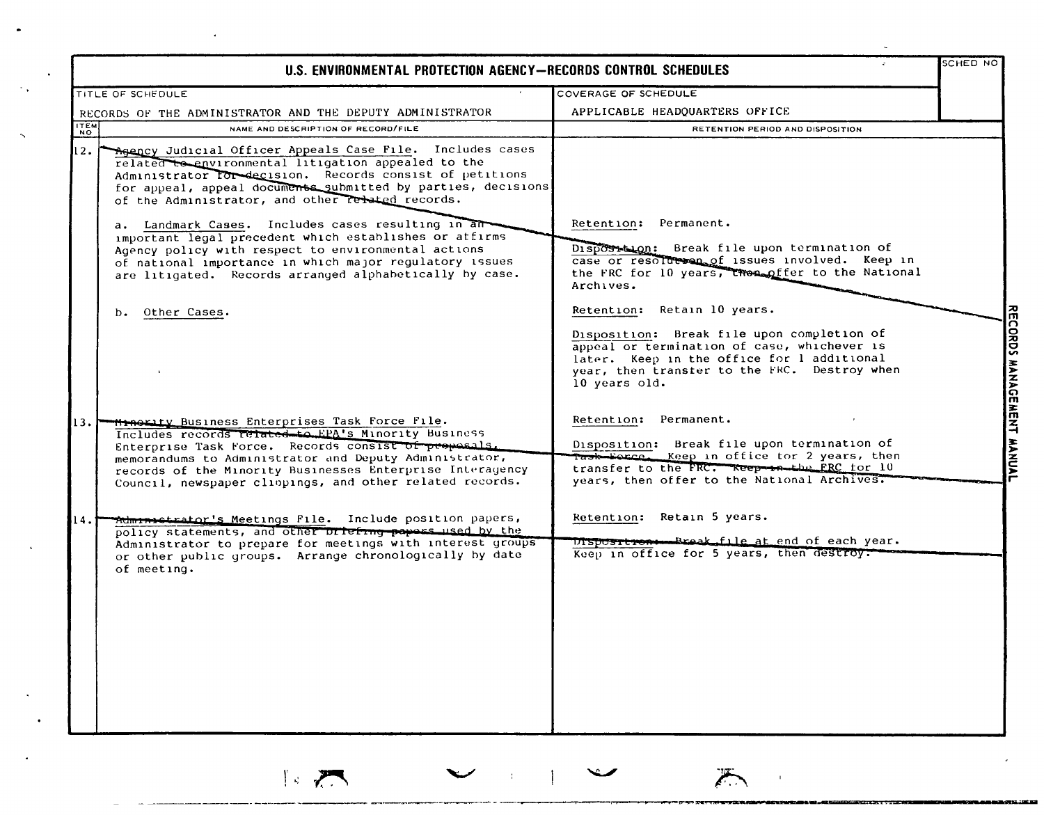# U.S. ENVIRONMENTAL PROTECTION AGENCY—RECORDS CONTROL SCHEDULES

| TITLE OF SCHEDULE | COVERAGE OF SCHEDULE | SCHED NO |
|---|---|---|
| RECORDS OF THE ADMINISTRATOR AND THE DEPUTY ADMINISTRATOR | APPLICABLE HEADQUARTERS OFFICE | |

| ITEM NO | NAME AND DESCRIPTION OF RECORD/FILE | RETENTION PERIOD AND DISPOSITION |
|---|---|---|
| 12. | Agency Judicial Officer Appeals Case File. Includes cases related to environmental litigation appealed to the Administrator for decision. Records consist of petitions for appeal, appeal documents submitted by parties, decisions of the Administrator, and other related records. | |
| | a. Landmark Cases. Includes cases resulting in an important legal precedent which establishes or affirms Agency policy with respect to environmental actions of national importance in which major regulatory issues are litigated. Records arranged alphabetically by case. | Retention: Permanent.<br><br>Disposition: Break file upon termination of case or resolution of issues involved. Keep in the FRC for 10 years, then offer to the National Archives. |
| | b. Other Cases. | Retention: Retain 10 years.<br><br>Disposition: Break file upon completion of appeal or termination of case, whichever is later. Keep in the office for 1 additional year, then transfer to the FRC. Destroy when 10 years old. |
| 13. | Minority Business Enterprises Task Force File. Includes records related to EPA's Minority Business Enterprise Task Force. Records consist of proposals, memorandums to Administrator and Deputy Administrator, records of the Minority Businesses Enterprise Interagency Council, newspaper clippings, and other related records. | Retention: Permanent.<br><br>Disposition: Break file upon termination of Task Force. Keep in office for 2 years, then transfer to the FRC. Keep in the FRC for 10 years, then offer to the National Archives. |
| 14. | Administrator's Meetings File. Include position papers, policy statements, and other briefing papers used by the Administrator to prepare for meetings with interest groups or other public groups. Arrange chronologically by date of meeting. | Retention: Retain 5 years.<br><br>Disposition: Break file at end of each year. Keep in office for 5 years, then destroy. |

RECORDS MANAGEMENT MANUAL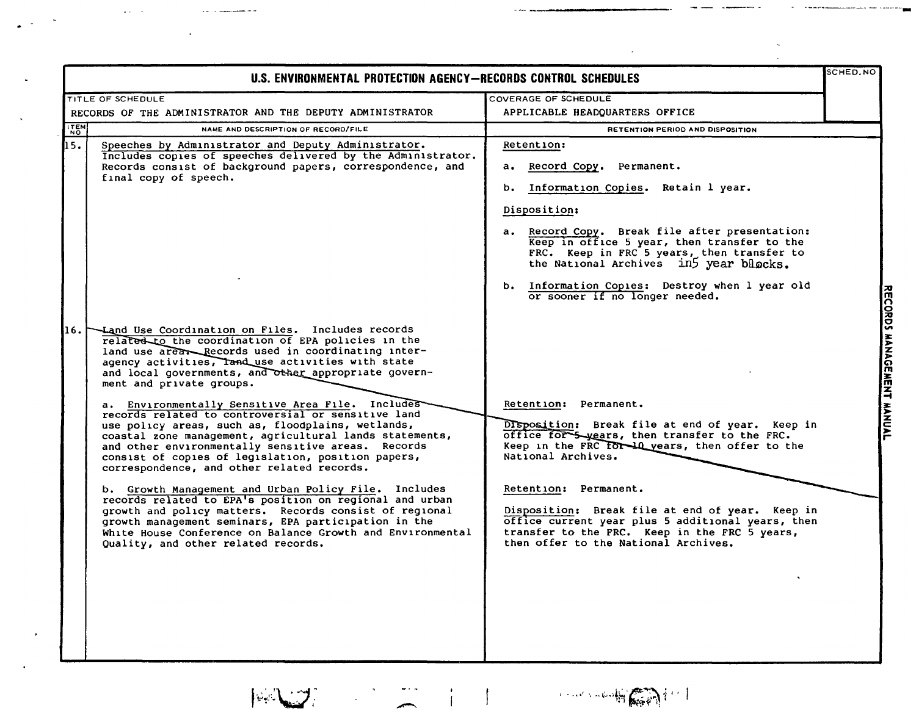# U.S. ENVIRONMENTAL PROTECTION AGENCY—RECORDS CONTROL SCHEDULES

| TITLE OF SCHEDULE | COVERAGE OF SCHEDULE | SCHED. NO |
|---|---|---|
| RECORDS OF THE ADMINISTRATOR AND THE DEPUTY ADMINISTRATOR | APPLICABLE HEADQUARTERS OFFICE | |

| ITEM NO | NAME AND DESCRIPTION OF RECORD/FILE | RETENTION PERIOD AND DISPOSITION |
|---|---|---|
| 15. | Speeches by Administrator and Deputy Administrator. Includes copies of speeches delivered by the Administrator. Records consist of background papers, correspondence, and final copy of speech. | Retention:<br><br>a. Record Copy. Permanent.<br><br>b. Information Copies. Retain 1 year.<br><br>Disposition:<br><br>a. Record Copy. Break file after presentation: Keep in office 5 year, then transfer to the FRC. Keep in FRC 5 years, then transfer to the National Archives in5 year blocks.<br><br>b. Information Copies: Destroy when 1 year old or sooner if no longer needed. |
| 16. | Land Use Coordination on Files. Includes records related to the coordination of EPA policies in the land use area. Records used in coordinating inter-agency activities, land use activities with state and local governments, and other appropriate government and private groups. | |
| | a. Environmentally Sensitive Area File. Includes records related to controversial or sensitive land use policy areas, such as, floodplains, wetlands, coastal zone management, agricultural lands statements, and other environmentally sensitive areas. Records consist of copies of legislation, position papers, correspondence, and other related records. | Retention: Permanent.<br><br>Disposition: Break file at end of year. Keep in office for 5 years, then transfer to the FRC. Keep in the FRC for 10 years, then offer to the National Archives. |
| | b. Growth Management and Urban Policy File. Includes records related to EPA's position on regional and urban growth and policy matters. Records consist of regional growth management seminars, EPA participation in the White House Conference on Balance Growth and Environmental Quality, and other related records. | Retention: Permanent.<br><br>Disposition: Break file at end of year. Keep in office current year plus 5 additional years, then transfer to the FRC. Keep in the FRC 5 years, then offer to the National Archives. |

RECORDS MANAGEMENT MANUAL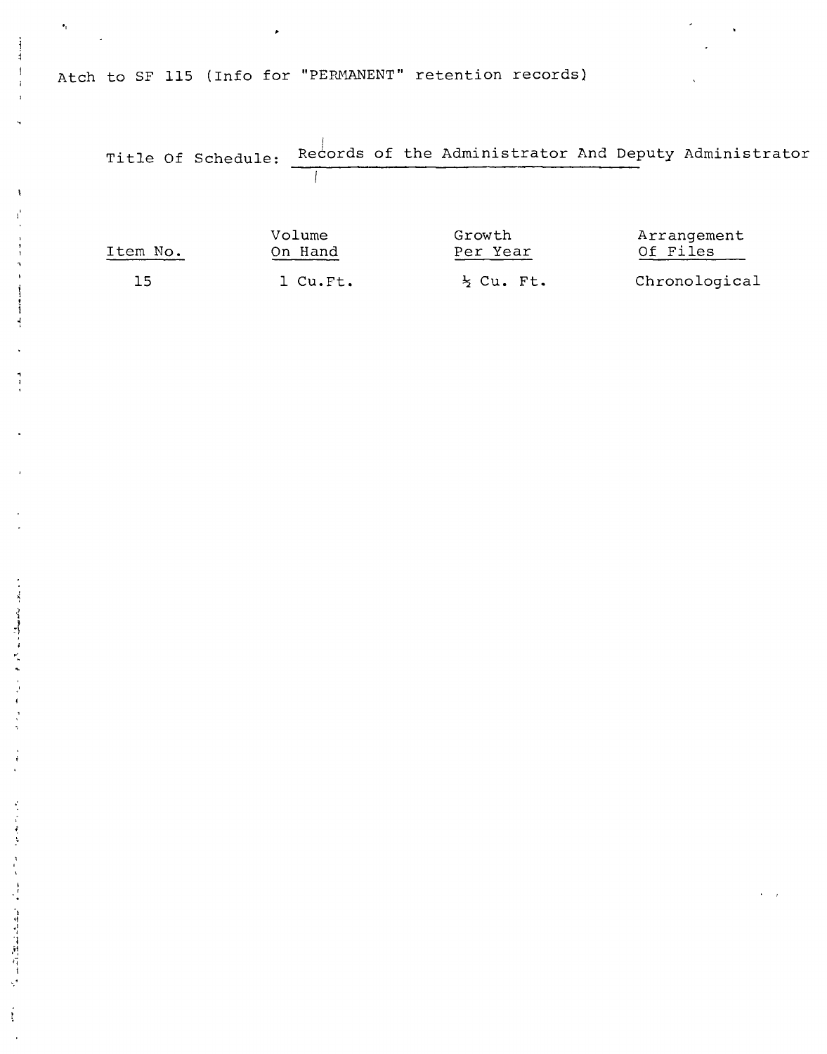Atch to SF 115 (Info for "PERMANENT" retention records)

Title Of Schedule: Records of the Administrator And Deputy Administrator

| Item No. | Volume On Hand | Growth Per Year | Arrangement Of Files |
|---|---|---|---|
| 15 | 1 Cu.Ft. | ½ Cu. Ft. | Chronological |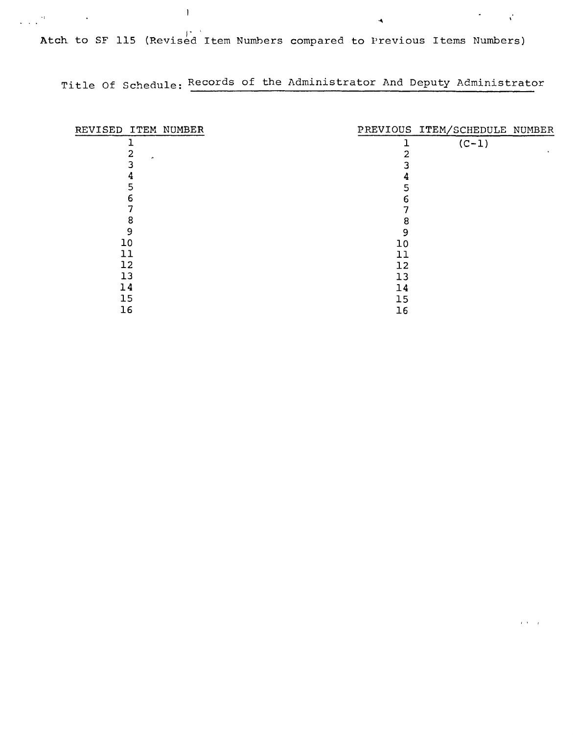Atch to SF 115 (Revised Item Numbers compared to Previous Items Numbers)

Title Of Schedule: Records of the Administrator And Deputy Administrator

| REVISED ITEM NUMBER | PREVIOUS ITEM/SCHEDULE NUMBER | |
|---|---|---|
| 1 | 1 | (C-1) |
| 2 | 2 | |
| 3 | 3 | |
| 4 | 4 | |
| 5 | 5 | |
| 6 | 6 | |
| 7 | 7 | |
| 8 | 8 | |
| 9 | 9 | |
| 10 | 10 | |
| 11 | 11 | |
| 12 | 12 | |
| 13 | 13 | |
| 14 | 14 | |
| 15 | 15 | |
| 16 | 16 | |